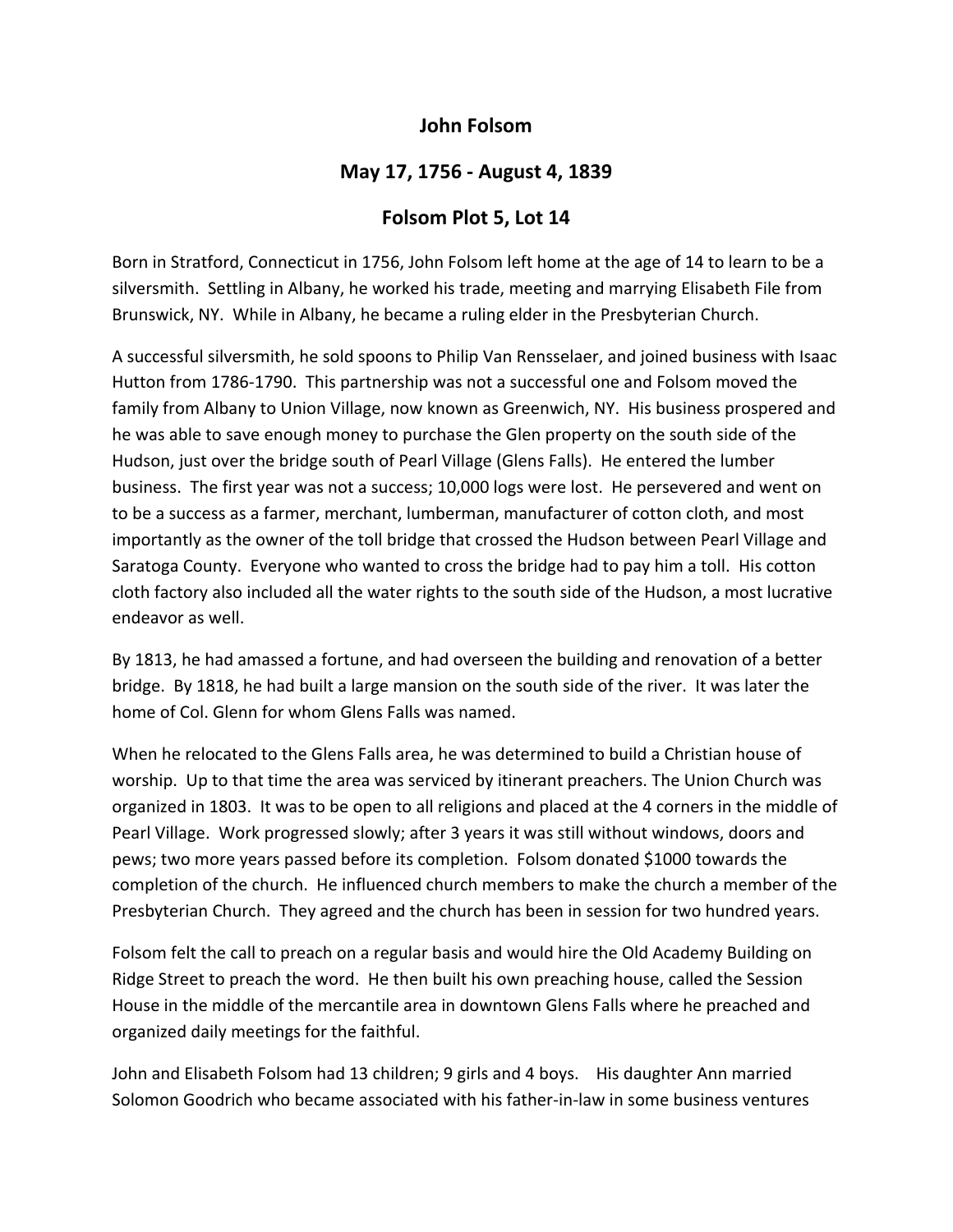# John Folsom

## May 17, 1756 - August 4, 1839

## Folsom Plot 5, Lot 14

Born in Stratford, Connecticut in 1756, John Folsom left home at the age of 14 to learn to be a silversmith. Settling in Albany, he worked his trade, meeting and marrying Elisabeth File from Brunswick, NY. While in Albany, he became a ruling elder in the Presbyterian Church.

A successful silversmith, he sold spoons to Philip Van Rensselaer, and joined business with Isaac Hutton from 1786-1790. This partnership was not a successful one and Folsom moved the family from Albany to Union Village, now known as Greenwich, NY. His business prospered and he was able to save enough money to purchase the Glen property on the south side of the Hudson, just over the bridge south of Pearl Village (Glens Falls). He entered the lumber business. The first year was not a success; 10,000 logs were lost. He persevered and went on to be a success as a farmer, merchant, lumberman, manufacturer of cotton cloth, and most importantly as the owner of the toll bridge that crossed the Hudson between Pearl Village and Saratoga County. Everyone who wanted to cross the bridge had to pay him a toll. His cotton cloth factory also included all the water rights to the south side of the Hudson, a most lucrative endeavor as well.

By 1813, he had amassed a fortune, and had overseen the building and renovation of a better bridge. By 1818, he had built a large mansion on the south side of the river. It was later the home of Col. Glenn for whom Glens Falls was named.

When he relocated to the Glens Falls area, he was determined to build a Christian house of worship. Up to that time the area was serviced by itinerant preachers. The Union Church was organized in 1803. It was to be open to all religions and placed at the 4 corners in the middle of Pearl Village. Work progressed slowly; after 3 years it was still without windows, doors and pews; two more years passed before its completion. Folsom donated $1000 towards the completion of the church. He influenced church members to make the church a member of the Presbyterian Church. They agreed and the church has been in session for two hundred years.

Folsom felt the call to preach on a regular basis and would hire the Old Academy Building on Ridge Street to preach the word. He then built his own preaching house, called the Session House in the middle of the mercantile area in downtown Glens Falls where he preached and organized daily meetings for the faithful.

John and Elisabeth Folsom had 13 children; 9 girls and 4 boys. His daughter Ann married Solomon Goodrich who became associated with his father-in-law in some business ventures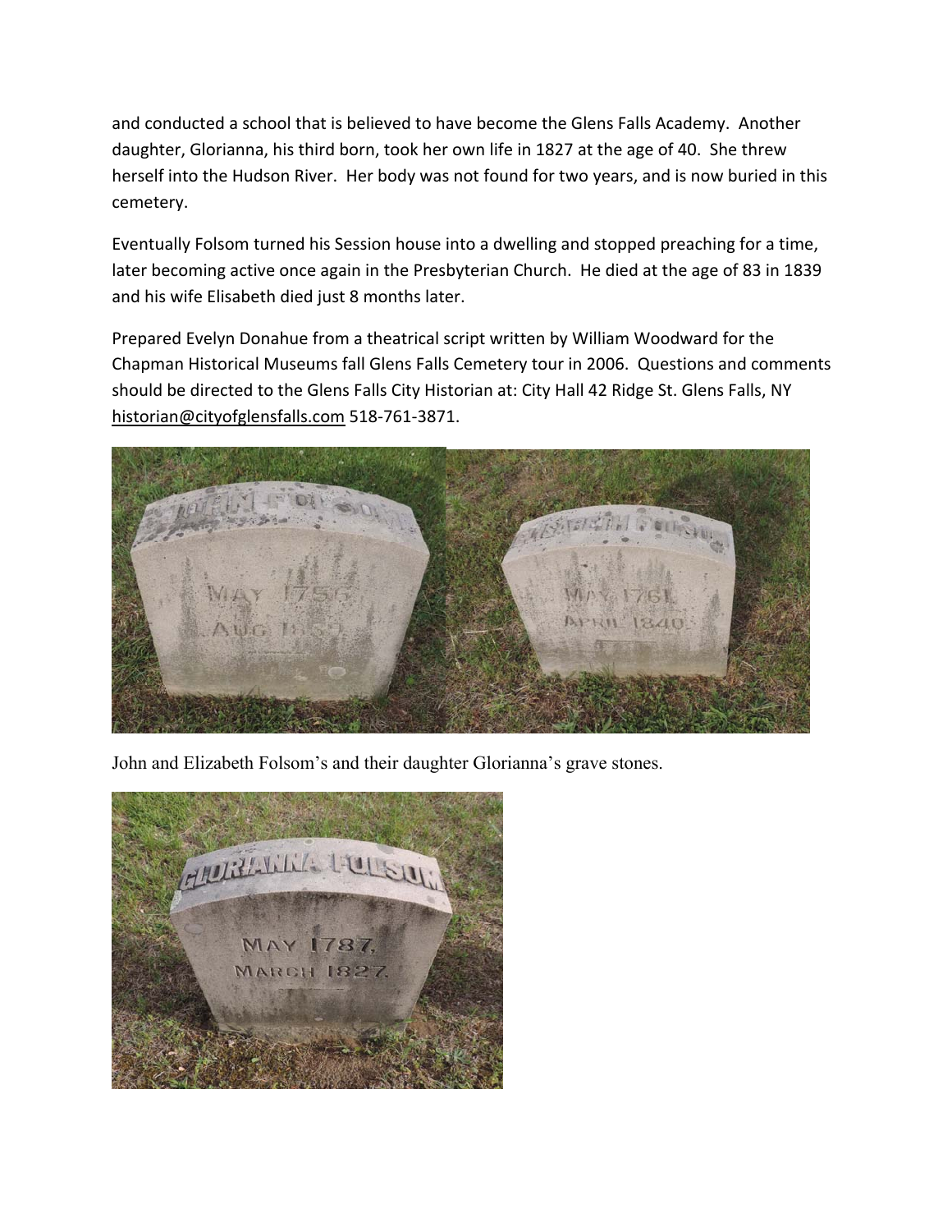and conducted a school that is believed to have become the Glens Falls Academy. Another daughter, Glorianna, his third born, took her own life in 1827 at the age of 40. She threw herself into the Hudson River. Her body was not found for two years, and is now buried in this cemetery.

Eventually Folsom turned his Session house into a dwelling and stopped preaching for a time, later becoming active once again in the Presbyterian Church. He died at the age of 83 in 1839 and his wife Elisabeth died just 8 months later.

Prepared Evelyn Donahue from a theatrical script written by William Woodward for the Chapman Historical Museums fall Glens Falls Cemetery tour in 2006. Questions and comments should be directed to the Glens Falls City Historian at: City Hall 42 Ridge St. Glens Falls, NY historian@cityofglensfalls.com 518-761-3871.

John and Elizabeth Folsom's and their daughter Glorianna's grave stones.